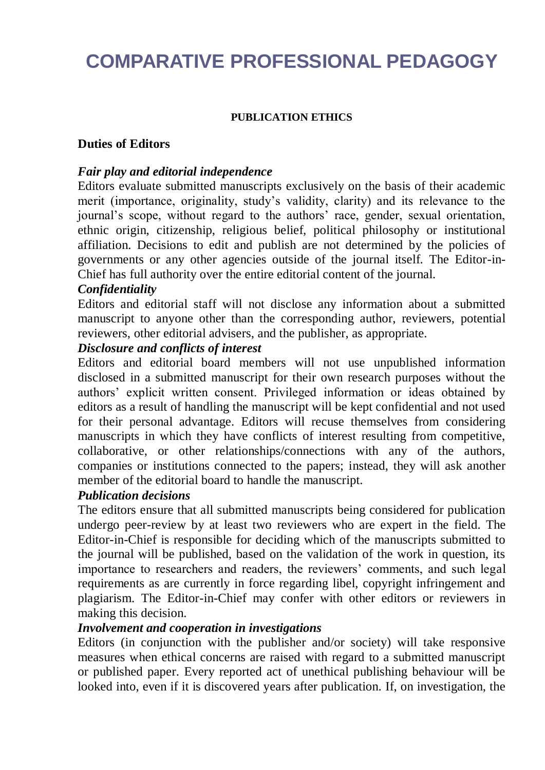# COMPARATIVE PROFESSIONAL PEDAGOGY

## PUBLICATION ETHICS

### Duties of Editors

***Fair play and editorial independence***

Editors evaluate submitted manuscripts exclusively on the basis of their academic merit (importance, originality, study's validity, clarity) and its relevance to the journal's scope, without regard to the authors' race, gender, sexual orientation, ethnic origin, citizenship, religious belief, political philosophy or institutional affiliation. Decisions to edit and publish are not determined by the policies of governments or any other agencies outside of the journal itself. The Editor-in-Chief has full authority over the entire editorial content of the journal.

***Confidentiality***

Editors and editorial staff will not disclose any information about a submitted manuscript to anyone other than the corresponding author, reviewers, potential reviewers, other editorial advisers, and the publisher, as appropriate.

***Disclosure and conflicts of interest***

Editors and editorial board members will not use unpublished information disclosed in a submitted manuscript for their own research purposes without the authors' explicit written consent. Privileged information or ideas obtained by editors as a result of handling the manuscript will be kept confidential and not used for their personal advantage. Editors will recuse themselves from considering manuscripts in which they have conflicts of interest resulting from competitive, collaborative, or other relationships/connections with any of the authors, companies or institutions connected to the papers; instead, they will ask another member of the editorial board to handle the manuscript.

***Publication decisions***

The editors ensure that all submitted manuscripts being considered for publication undergo peer-review by at least two reviewers who are expert in the field. The Editor-in-Chief is responsible for deciding which of the manuscripts submitted to the journal will be published, based on the validation of the work in question, its importance to researchers and readers, the reviewers' comments, and such legal requirements as are currently in force regarding libel, copyright infringement and plagiarism. The Editor-in-Chief may confer with other editors or reviewers in making this decision.

***Involvement and cooperation in investigations***

Editors (in conjunction with the publisher and/or society) will take responsive measures when ethical concerns are raised with regard to a submitted manuscript or published paper. Every reported act of unethical publishing behaviour will be looked into, even if it is discovered years after publication. If, on investigation, the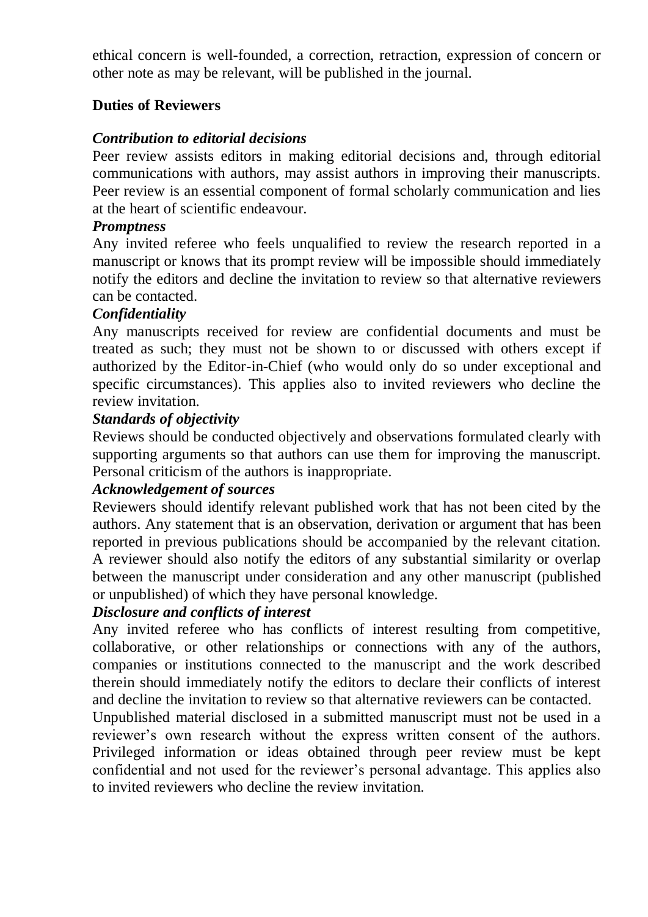ethical concern is well-founded, a correction, retraction, expression of concern or other note as may be relevant, will be published in the journal.

## Duties of Reviewers

### *Contribution to editorial decisions*

Peer review assists editors in making editorial decisions and, through editorial communications with authors, may assist authors in improving their manuscripts. Peer review is an essential component of formal scholarly communication and lies at the heart of scientific endeavour.

### *Promptness*

Any invited referee who feels unqualified to review the research reported in a manuscript or knows that its prompt review will be impossible should immediately notify the editors and decline the invitation to review so that alternative reviewers can be contacted.

### *Confidentiality*

Any manuscripts received for review are confidential documents and must be treated as such; they must not be shown to or discussed with others except if authorized by the Editor-in-Chief (who would only do so under exceptional and specific circumstances). This applies also to invited reviewers who decline the review invitation.

### *Standards of objectivity*

Reviews should be conducted objectively and observations formulated clearly with supporting arguments so that authors can use them for improving the manuscript. Personal criticism of the authors is inappropriate.

### *Acknowledgement of sources*

Reviewers should identify relevant published work that has not been cited by the authors. Any statement that is an observation, derivation or argument that has been reported in previous publications should be accompanied by the relevant citation. A reviewer should also notify the editors of any substantial similarity or overlap between the manuscript under consideration and any other manuscript (published or unpublished) of which they have personal knowledge.

### *Disclosure and conflicts of interest*

Any invited referee who has conflicts of interest resulting from competitive, collaborative, or other relationships or connections with any of the authors, companies or institutions connected to the manuscript and the work described therein should immediately notify the editors to declare their conflicts of interest and decline the invitation to review so that alternative reviewers can be contacted.

Unpublished material disclosed in a submitted manuscript must not be used in a reviewer's own research without the express written consent of the authors. Privileged information or ideas obtained through peer review must be kept confidential and not used for the reviewer's personal advantage. This applies also to invited reviewers who decline the review invitation.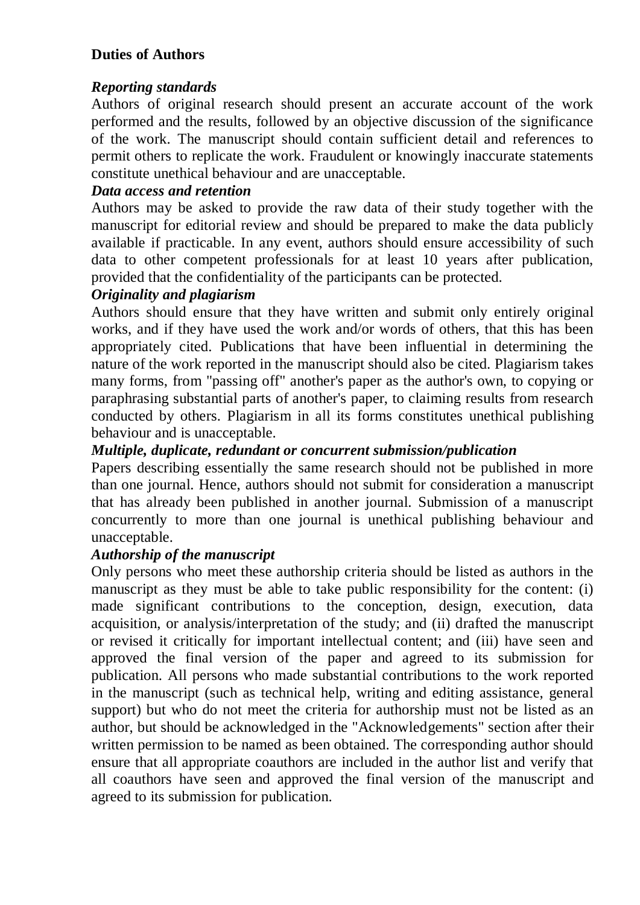## Duties of Authors

***Reporting standards***

Authors of original research should present an accurate account of the work performed and the results, followed by an objective discussion of the significance of the work. The manuscript should contain sufficient detail and references to permit others to replicate the work. Fraudulent or knowingly inaccurate statements constitute unethical behaviour and are unacceptable.

***Data access and retention***

Authors may be asked to provide the raw data of their study together with the manuscript for editorial review and should be prepared to make the data publicly available if practicable. In any event, authors should ensure accessibility of such data to other competent professionals for at least 10 years after publication, provided that the confidentiality of the participants can be protected.

***Originality and plagiarism***

Authors should ensure that they have written and submit only entirely original works, and if they have used the work and/or words of others, that this has been appropriately cited. Publications that have been influential in determining the nature of the work reported in the manuscript should also be cited. Plagiarism takes many forms, from "passing off" another's paper as the author's own, to copying or paraphrasing substantial parts of another's paper, to claiming results from research conducted by others. Plagiarism in all its forms constitutes unethical publishing behaviour and is unacceptable.

***Multiple, duplicate, redundant or concurrent submission/publication***

Papers describing essentially the same research should not be published in more than one journal. Hence, authors should not submit for consideration a manuscript that has already been published in another journal. Submission of a manuscript concurrently to more than one journal is unethical publishing behaviour and unacceptable.

***Authorship of the manuscript***

Only persons who meet these authorship criteria should be listed as authors in the manuscript as they must be able to take public responsibility for the content: (i) made significant contributions to the conception, design, execution, data acquisition, or analysis/interpretation of the study; and (ii) drafted the manuscript or revised it critically for important intellectual content; and (iii) have seen and approved the final version of the paper and agreed to its submission for publication. All persons who made substantial contributions to the work reported in the manuscript (such as technical help, writing and editing assistance, general support) but who do not meet the criteria for authorship must not be listed as an author, but should be acknowledged in the "Acknowledgements" section after their written permission to be named as been obtained. The corresponding author should ensure that all appropriate coauthors are included in the author list and verify that all coauthors have seen and approved the final version of the manuscript and agreed to its submission for publication.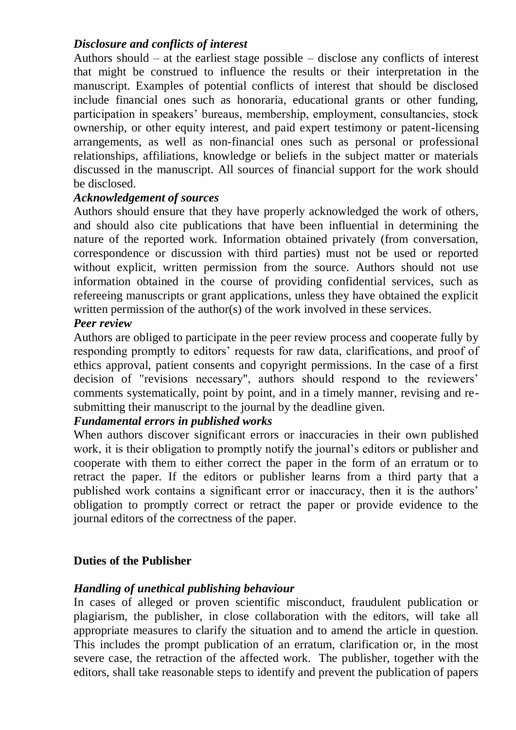*Disclosure and conflicts of interest*

Authors should – at the earliest stage possible – disclose any conflicts of interest that might be construed to influence the results or their interpretation in the manuscript. Examples of potential conflicts of interest that should be disclosed include financial ones such as honoraria, educational grants or other funding, participation in speakers' bureaus, membership, employment, consultancies, stock ownership, or other equity interest, and paid expert testimony or patent-licensing arrangements, as well as non-financial ones such as personal or professional relationships, affiliations, knowledge or beliefs in the subject matter or materials discussed in the manuscript. All sources of financial support for the work should be disclosed.

*Acknowledgement of sources*

Authors should ensure that they have properly acknowledged the work of others, and should also cite publications that have been influential in determining the nature of the reported work. Information obtained privately (from conversation, correspondence or discussion with third parties) must not be used or reported without explicit, written permission from the source. Authors should not use information obtained in the course of providing confidential services, such as refereeing manuscripts or grant applications, unless they have obtained the explicit written permission of the author(s) of the work involved in these services.

*Peer review*

Authors are obliged to participate in the peer review process and cooperate fully by responding promptly to editors' requests for raw data, clarifications, and proof of ethics approval, patient consents and copyright permissions. In the case of a first decision of "revisions necessary", authors should respond to the reviewers' comments systematically, point by point, and in a timely manner, revising and re-submitting their manuscript to the journal by the deadline given.

*Fundamental errors in published works*

When authors discover significant errors or inaccuracies in their own published work, it is their obligation to promptly notify the journal's editors or publisher and cooperate with them to either correct the paper in the form of an erratum or to retract the paper. If the editors or publisher learns from a third party that a published work contains a significant error or inaccuracy, then it is the authors' obligation to promptly correct or retract the paper or provide evidence to the journal editors of the correctness of the paper.

## Duties of the Publisher

*Handling of unethical publishing behaviour*

In cases of alleged or proven scientific misconduct, fraudulent publication or plagiarism, the publisher, in close collaboration with the editors, will take all appropriate measures to clarify the situation and to amend the article in question. This includes the prompt publication of an erratum, clarification or, in the most severe case, the retraction of the affected work. The publisher, together with the editors, shall take reasonable steps to identify and prevent the publication of papers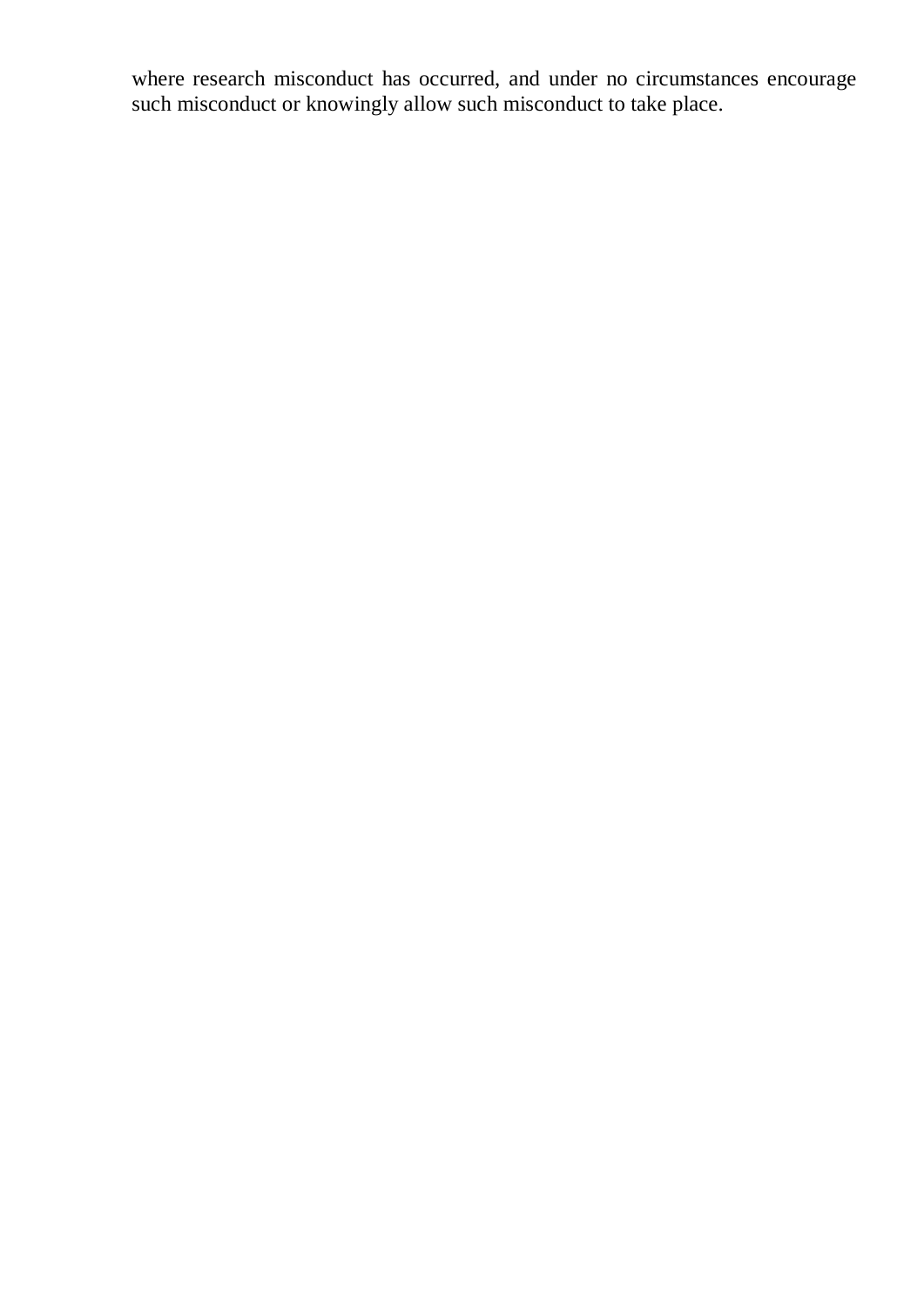where research misconduct has occurred, and under no circumstances encourage such misconduct or knowingly allow such misconduct to take place.